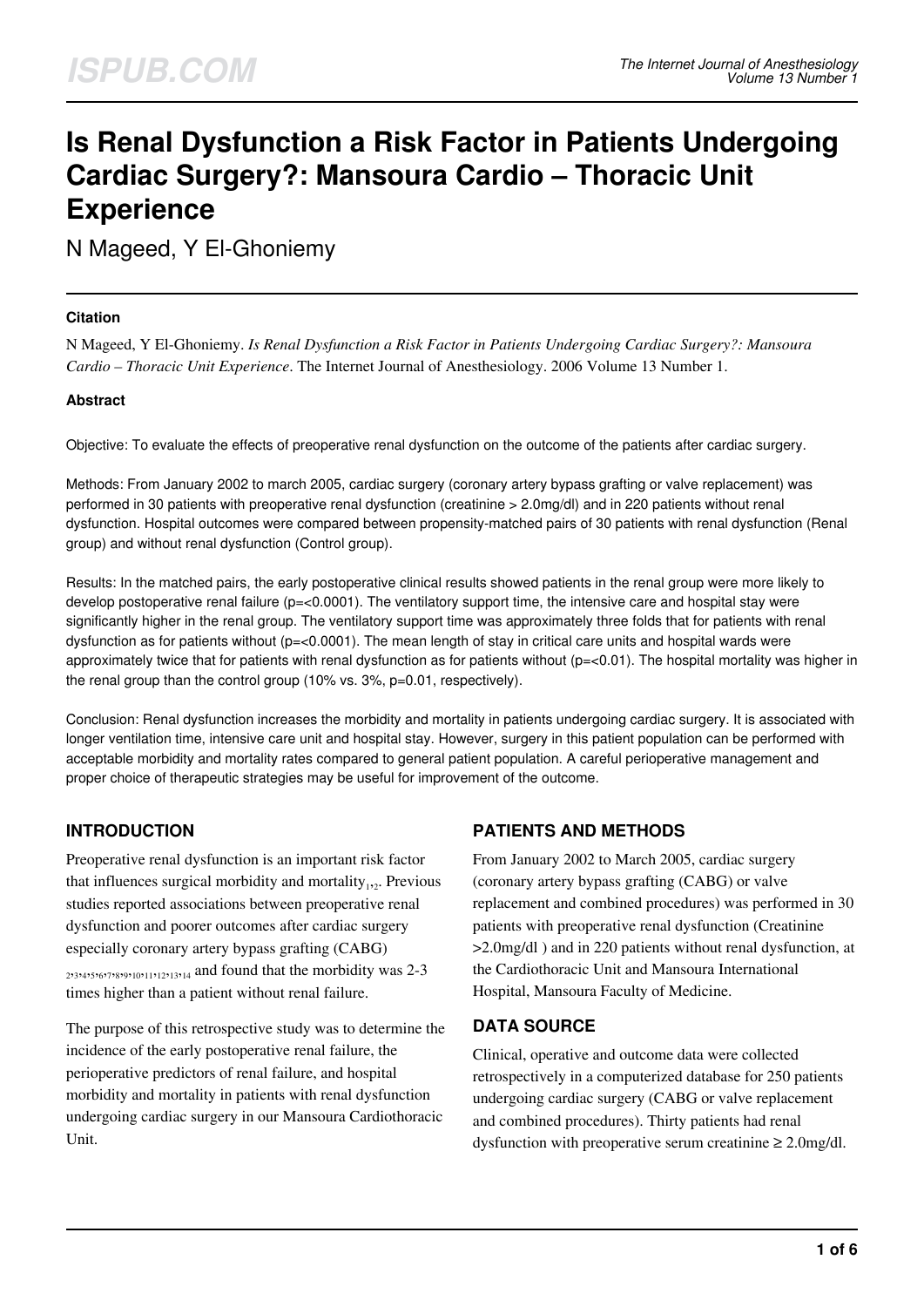# Is Renal Dysfunction a Risk Factor in Patients Undergoing Cardiac Surgery?: Mansoura Cardio – Thoracic Unit Experience

N Mageed, Y El-Ghoniemy

#### Citation

N Mageed, Y El-Ghoniemy. *Is Renal Dysfunction a Risk Factor in Patients Undergoing Cardiac Surgery?: Mansoura Cardio – Thoracic Unit Experience*. The Internet Journal of Anesthesiology. 2006 Volume 13 Number 1.

#### Abstract

Objective: To evaluate the effects of preoperative renal dysfunction on the outcome of the patients after cardiac surgery.

Methods: From January 2002 to march 2005, cardiac surgery (coronary artery bypass grafting or valve replacement) was performed in 30 patients with preoperative renal dysfunction (creatinine > 2.0mg/dl) and in 220 patients without renal dysfunction. Hospital outcomes were compared between propensity-matched pairs of 30 patients with renal dysfunction (Renal group) and without renal dysfunction (Control group).

Results: In the matched pairs, the early postoperative clinical results showed patients in the renal group were more likely to develop postoperative renal failure (p=<0.0001). The ventilatory support time, the intensive care and hospital stay were significantly higher in the renal group. The ventilatory support time was approximately three folds that for patients with renal dysfunction as for patients without (p=<0.0001). The mean length of stay in critical care units and hospital wards were approximately twice that for patients with renal dysfunction as for patients without (p=<0.01). The hospital mortality was higher in the renal group than the control group (10% vs. 3%, p=0.01, respectively).

Conclusion: Renal dysfunction increases the morbidity and mortality in patients undergoing cardiac surgery. It is associated with longer ventilation time, intensive care unit and hospital stay. However, surgery in this patient population can be performed with acceptable morbidity and mortality rates compared to general patient population. A careful perioperative management and proper choice of therapeutic strategies may be useful for improvement of the outcome.

## INTRODUCTION

Preoperative renal dysfunction is an important risk factor that influences surgical morbidity and mortality[1,2]. Previous studies reported associations between preoperative renal dysfunction and poorer outcomes after cardiac surgery especially coronary artery bypass grafting (CABG) [2,3,4,5,6,7,8,9,10,11,12,13,14] and found that the morbidity was 2-3 times higher than a patient without renal failure.

The purpose of this retrospective study was to determine the incidence of the early postoperative renal failure, the perioperative predictors of renal failure, and hospital morbidity and mortality in patients with renal dysfunction undergoing cardiac surgery in our Mansoura Cardiothoracic Unit.

## PATIENTS AND METHODS

From January 2002 to March 2005, cardiac surgery (coronary artery bypass grafting (CABG) or valve replacement and combined procedures) was performed in 30 patients with preoperative renal dysfunction (Creatinine >2.0mg/dl ) and in 220 patients without renal dysfunction, at the Cardiothoracic Unit and Mansoura International Hospital, Mansoura Faculty of Medicine.

## DATA SOURCE

Clinical, operative and outcome data were collected retrospectively in a computerized database for 250 patients undergoing cardiac surgery (CABG or valve replacement and combined procedures). Thirty patients had renal dysfunction with preoperative serum creatinine ≥ 2.0mg/dl.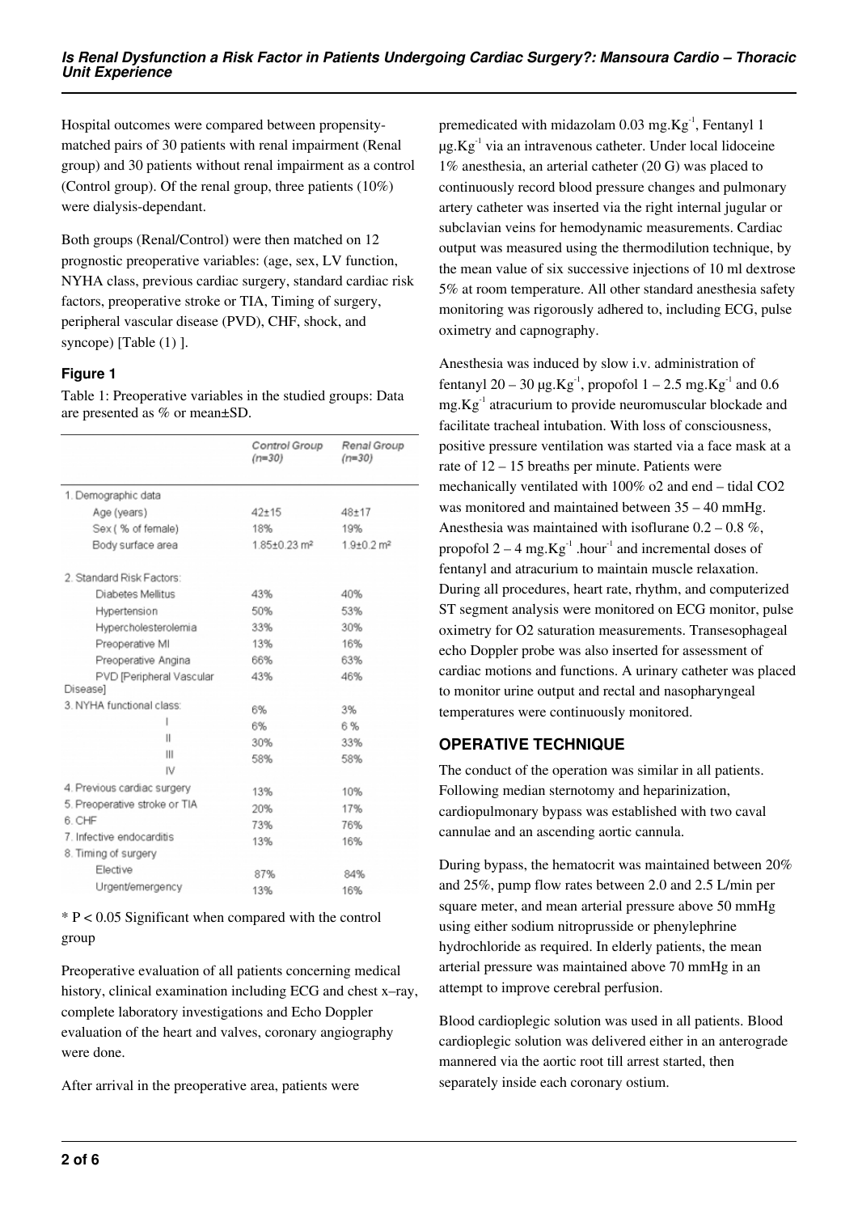Hospital outcomes were compared between propensity-matched pairs of 30 patients with renal impairment (Renal group) and 30 patients without renal impairment as a control (Control group). Of the renal group, three patients (10%) were dialysis-dependant.

Both groups (Renal/Control) were then matched on 12 prognostic preoperative variables: (age, sex, LV function, NYHA class, previous cardiac surgery, standard cardiac risk factors, preoperative stroke or TIA, Timing of surgery, peripheral vascular disease (PVD), CHF, shock, and syncope) [Table (1) ].

### Figure 1

Table 1: Preoperative variables in the studied groups: Data are presented as % or mean±SD.

| | Control Group (n=30) | Renal Group (n=30) |
|---|---|---|
| 1. Demographic data | | |
| Age (years) | 42±15 | 48±17 |
| Sex ( % of female) | 18% | 19% |
| Body surface area | 1.85±0.23 m² | 1.9±0.2 m² |
| 2. Standard Risk Factors: | | |
| Diabetes Mellitus | 43% | 40% |
| Hypertension | 50% | 53% |
| Hypercholesterolemia | 33% | 30% |
| Preoperative MI | 13% | 16% |
| Preoperative Angina | 66% | 63% |
| PVD [Peripheral Vascular Disease] | 43% | 46% |
| 3. NYHA functional class: | | |
| I | 6% | 3% |
| II | 6% | 6 % |
| III | 30% | 33% |
| IV | 58% | 58% |
| 4. Previous cardiac surgery | 13% | 10% |
| 5. Preoperative stroke or TIA | 20% | 17% |
| 6. CHF | 73% | 76% |
| 7. Infective endocarditis | 13% | 16% |
| 8. Timing of surgery | | |
| Elective | 87% | 84% |
| Urgent/emergency | 13% | 16% |

* $P < 0.05$ Significant when compared with the control group

Preoperative evaluation of all patients concerning medical history, clinical examination including ECG and chest x–ray, complete laboratory investigations and Echo Doppler evaluation of the heart and valves, coronary angiography were done.

After arrival in the preoperative area, patients were premedicated with midazolam 0.03 $mg.Kg^{-1}$, Fentanyl 1 $\mu g.Kg^{-1}$ via an intravenous catheter. Under local lidoceine 1% anesthesia, an arterial catheter (20 G) was placed to continuously record blood pressure changes and pulmonary artery catheter was inserted via the right internal jugular or subclavian veins for hemodynamic measurements. Cardiac output was measured using the thermodilution technique, by the mean value of six successive injections of 10 ml dextrose 5% at room temperature. All other standard anesthesia safety monitoring was rigorously adhered to, including ECG, pulse oximetry and capnography.

Anesthesia was induced by slow i.v. administration of fentanyl 20 – 30 $\mu g.Kg^{-1}$, propofol 1 – 2.5 $mg.Kg^{-1}$ and 0.6 $mg.Kg^{-1}$ atracurium to provide neuromuscular blockade and facilitate tracheal intubation. With loss of consciousness, positive pressure ventilation was started via a face mask at a rate of 12 – 15 breaths per minute. Patients were mechanically ventilated with 100% o2 and end – tidal CO2 was monitored and maintained between 35 – 40 mmHg. Anesthesia was maintained with isoflurane 0.2 – 0.8 %, propofol 2 – 4 $mg.Kg^{-1}.hour^{-1}$ and incremental doses of fentanyl and atracurium to maintain muscle relaxation. During all procedures, heart rate, rhythm, and computerized ST segment analysis were monitored on ECG monitor, pulse oximetry for O2 saturation measurements. Transesophageal echo Doppler probe was also inserted for assessment of cardiac motions and functions. A urinary catheter was placed to monitor urine output and rectal and nasopharyngeal temperatures were continuously monitored.

## OPERATIVE TECHNIQUE

The conduct of the operation was similar in all patients. Following median sternotomy and heparinization, cardiopulmonary bypass was established with two caval cannulae and an ascending aortic cannula.

During bypass, the hematocrit was maintained between 20% and 25%, pump flow rates between 2.0 and 2.5 L/min per square meter, and mean arterial pressure above 50 mmHg using either sodium nitroprusside or phenylephrine hydrochloride as required. In elderly patients, the mean arterial pressure was maintained above 70 mmHg in an attempt to improve cerebral perfusion.

Blood cardioplegic solution was used in all patients. Blood cardioplegic solution was delivered either in an anterograde mannered via the aortic root till arrest started, then separately inside each coronary ostium.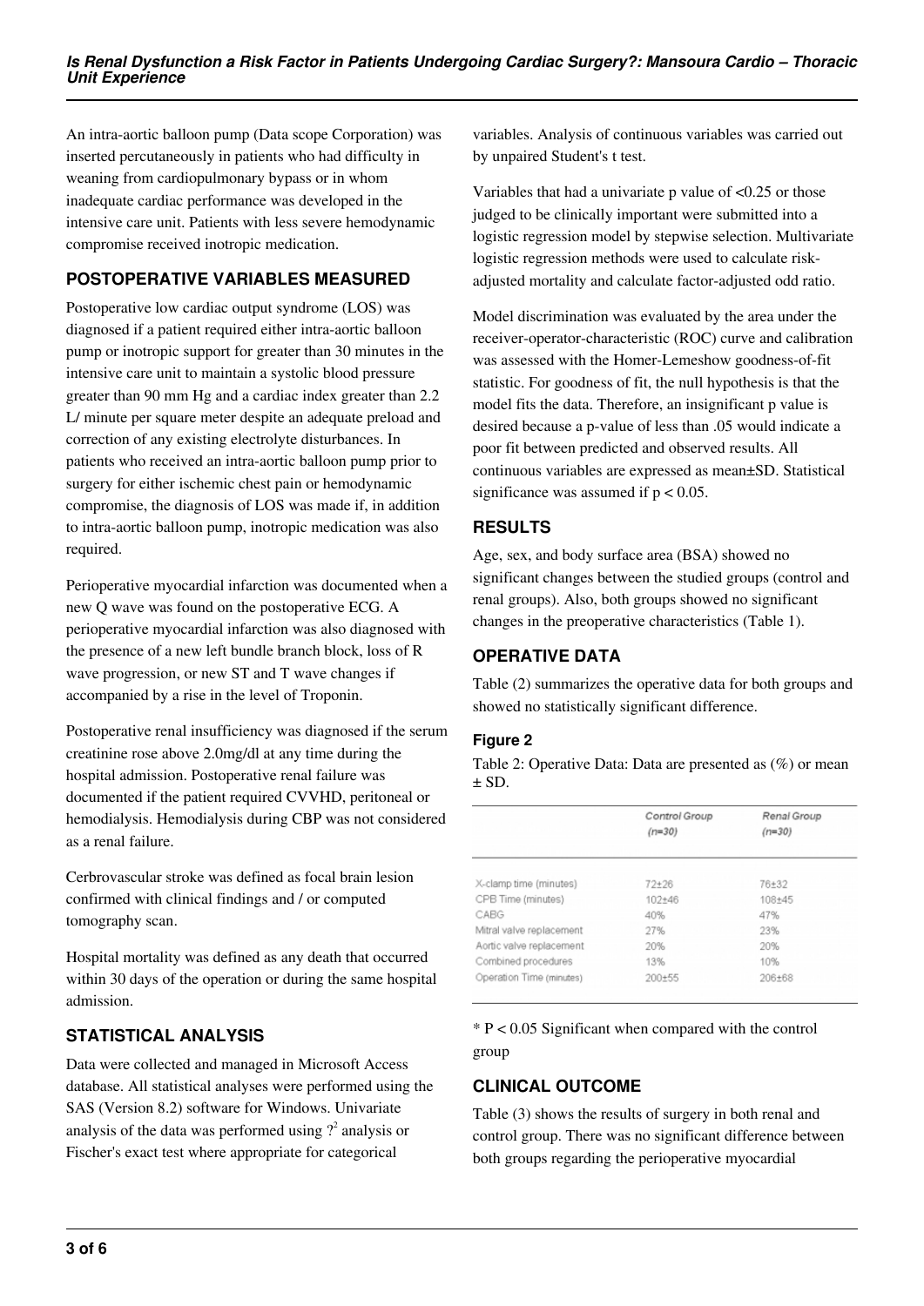An intra-aortic balloon pump (Data scope Corporation) was inserted percutaneously in patients who had difficulty in weaning from cardiopulmonary bypass or in whom inadequate cardiac performance was developed in the intensive care unit. Patients with less severe hemodynamic compromise received inotropic medication.

## POSTOPERATIVE VARIABLES MEASURED

Postoperative low cardiac output syndrome (LOS) was diagnosed if a patient required either intra-aortic balloon pump or inotropic support for greater than 30 minutes in the intensive care unit to maintain a systolic blood pressure greater than 90 mm Hg and a cardiac index greater than 2.2 L/ minute per square meter despite an adequate preload and correction of any existing electrolyte disturbances. In patients who received an intra-aortic balloon pump prior to surgery for either ischemic chest pain or hemodynamic compromise, the diagnosis of LOS was made if, in addition to intra-aortic balloon pump, inotropic medication was also required.

Perioperative myocardial infarction was documented when a new Q wave was found on the postoperative ECG. A perioperative myocardial infarction was also diagnosed with the presence of a new left bundle branch block, loss of R wave progression, or new ST and T wave changes if accompanied by a rise in the level of Troponin.

Postoperative renal insufficiency was diagnosed if the serum creatinine rose above 2.0mg/dl at any time during the hospital admission. Postoperative renal failure was documented if the patient required CVVHD, peritoneal or hemodialysis. Hemodialysis during CBP was not considered as a renal failure.

Cerbrovascular stroke was defined as focal brain lesion confirmed with clinical findings and / or computed tomography scan.

Hospital mortality was defined as any death that occurred within 30 days of the operation or during the same hospital admission.

## STATISTICAL ANALYSIS

Data were collected and managed in Microsoft Access database. All statistical analyses were performed using the SAS (Version 8.2) software for Windows. Univariate analysis of the data was performed using $?^2$ analysis or Fischer's exact test where appropriate for categorical variables. Analysis of continuous variables was carried out by unpaired Student's t test.

Variables that had a univariate p value of <0.25 or those judged to be clinically important were submitted into a logistic regression model by stepwise selection. Multivariate logistic regression methods were used to calculate risk-adjusted mortality and calculate factor-adjusted odd ratio.

Model discrimination was evaluated by the area under the receiver-operator-characteristic (ROC) curve and calibration was assessed with the Homer-Lemeshow goodness-of-fit statistic. For goodness of fit, the null hypothesis is that the model fits the data. Therefore, an insignificant p value is desired because a p-value of less than .05 would indicate a poor fit between predicted and observed results. All continuous variables are expressed as mean±SD. Statistical significance was assumed if $p < 0.05$.

## RESULTS

Age, sex, and body surface area (BSA) showed no significant changes between the studied groups (control and renal groups). Also, both groups showed no significant changes in the preoperative characteristics (Table 1).

## OPERATIVE DATA

Table (2) summarizes the operative data for both groups and showed no statistically significant difference.

### Figure 2

Table 2: Operative Data: Data are presented as (%) or mean ± SD.

| | Control Group (n=30) | Renal Group (n=30) |
|---|---|---|
| X-clamp time (minutes) | 72±26 | 76±32 |
| CPB Time (minutes) | 102±46 | 108±45 |
| CABG | 40% | 47% |
| Mitral valve replacement | 27% | 23% |
| Aortic valve replacement | 20% | 20% |
| Combined procedures | 13% | 10% |
| Operation Time (minutes) | 200±55 | 206±68 |

* P < 0.05 Significant when compared with the control group

## CLINICAL OUTCOME

Table (3) shows the results of surgery in both renal and control group. There was no significant difference between both groups regarding the perioperative myocardial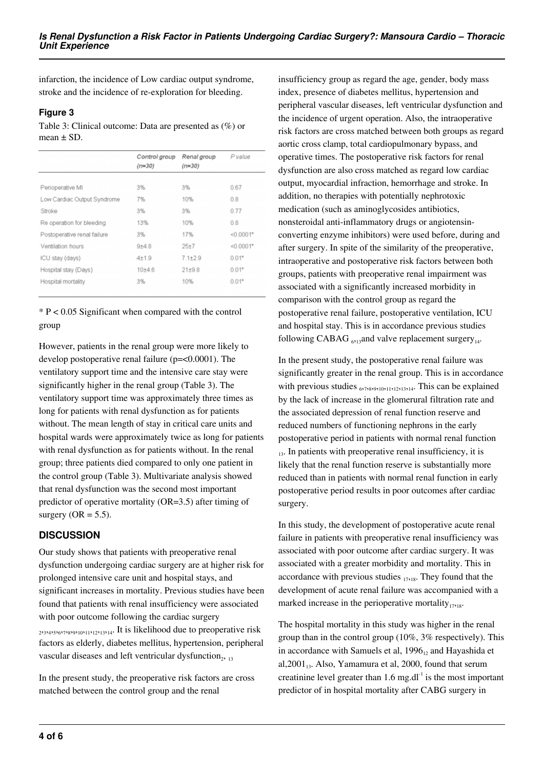infarction, the incidence of Low cardiac output syndrome, stroke and the incidence of re-exploration for bleeding.

### Figure 3

Table 3: Clinical outcome: Data are presented as (%) or mean ± SD.

| | Control group (n=30) | Renal group (n=30) | P value |
|---|---|---|---|
| Perioperative MI | 3% | 3% | 0.67 |
| Low Cardiac Output Syndrome | 7% | 10% | 0.8 |
| Stroke | 3% | 3% | 0.77 |
| Re operation for bleeding | 13% | 10% | 0.8 |
| Postoperative renal failure | 3% | 17% | <0.0001* |
| Ventilation hours | 9±4.8 | 25±7 | <0.0001* |
| ICU stay (days) | 4±1.9 | 7.1±2.9 | 0.01* |
| Hospital stay (Days) | 10±4.6 | 21±9.8 | 0.01* |
| Hospital mortality | 3% | 10% | 0.01* |

* $P < 0.05$ Significant when compared with the control group

However, patients in the renal group were more likely to develop postoperative renal failure (p=<0.0001). The ventilatory support time and the intensive care stay were significantly higher in the renal group (Table 3). The ventilatory support time was approximately three times as long for patients with renal dysfunction as for patients without. The mean length of stay in critical care units and hospital wards were approximately twice as long for patients with renal dysfunction as for patients without. In the renal group; three patients died compared to only one patient in the control group (Table 3). Multivariate analysis showed that renal dysfunction was the second most important predictor of operative mortality (OR=3.5) after timing of surgery (OR = 5.5).

## DISCUSSION

Our study shows that patients with preoperative renal dysfunction undergoing cardiac surgery are at higher risk for prolonged intensive care unit and hospital stays, and significant increases in mortality. Previous studies have been found that patients with renal insufficiency were associated with poor outcome following the cardiac surgery [2,3,4,5,6,7,8,9,10,11,12,13,14]. It is likelihood due to preoperative risk factors as elderly, diabetes mellitus, hypertension, peripheral vascular diseases and left ventricular dysfunction[2, 13]

In the present study, the preoperative risk factors are cross matched between the control group and the renal insufficiency group as regard the age, gender, body mass index, presence of diabetes mellitus, hypertension and peripheral vascular diseases, left ventricular dysfunction and the incidence of urgent operation. Also, the intraoperative risk factors are cross matched between both groups as regard aortic cross clamp, total cardiopulmonary bypass, and operative times. The postoperative risk factors for renal dysfunction are also cross matched as regard low cardiac output, myocardial infraction, hemorrhage and stroke. In addition, no therapies with potentially nephrotoxic medication (such as aminoglycosides antibiotics, nonsteroidal anti-inflammatory drugs or angiotensin-converting enzyme inhibitors) were used before, during and after surgery. In spite of the similarity of the preoperative, intraoperative and postoperative risk factors between both groups, patients with preoperative renal impairment was associated with a significantly increased morbidity in comparison with the control group as regard the postoperative renal failure, postoperative ventilation, ICU and hospital stay. This is in accordance previous studies following CABAG [6,13]and valve replacement surgery[14].

In the present study, the postoperative renal failure was significantly greater in the renal group. This is in accordance with previous studies [6,7,8,9,10,11,12,13,14]. This can be explained by the lack of increase in the glomerural filtration rate and the associated depression of renal function reserve and reduced numbers of functioning nephrons in the early postoperative period in patients with normal renal function [13]. In patients with preoperative renal insufficiency, it is likely that the renal function reserve is substantially more reduced than in patients with normal renal function in early postoperative period results in poor outcomes after cardiac surgery.

In this study, the development of postoperative acute renal failure in patients with preoperative renal insufficiency was associated with poor outcome after cardiac surgery. It was associated with a greater morbidity and mortality. This in accordance with previous studies [17,18]. They found that the development of acute renal failure was accompanied with a marked increase in the perioperative mortality[17,18].

The hospital mortality in this study was higher in the renal group than in the control group (10%, 3% respectively). This in accordance with Samuels et al, 1996[12] and Hayashida et al,2001[13]. Also, Yamamura et al, 2000, found that serum creatinine level greater than 1.6 $mg.dl^{-1}$ is the most important predictor of in hospital mortality after CABG surgery in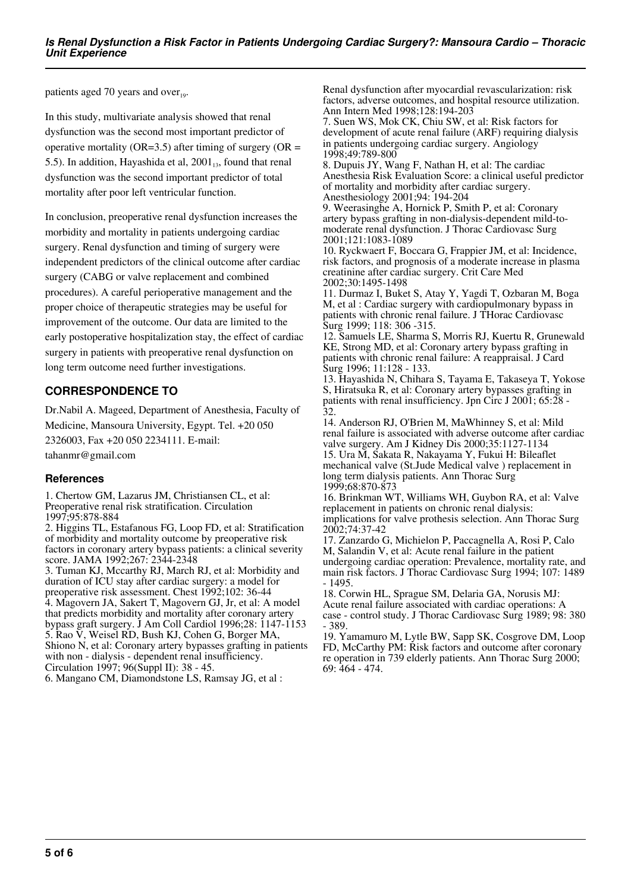patients aged 70 years and over[19].

In this study, multivariate analysis showed that renal dysfunction was the second most important predictor of operative mortality (OR=3.5) after timing of surgery (OR = 5.5). In addition, Hayashida et al, 2001[13], found that renal dysfunction was the second important predictor of total mortality after poor left ventricular function.

In conclusion, preoperative renal dysfunction increases the morbidity and mortality in patients undergoing cardiac surgery. Renal dysfunction and timing of surgery were independent predictors of the clinical outcome after cardiac surgery (CABG or valve replacement and combined procedures). A careful perioperative management and the proper choice of therapeutic strategies may be useful for improvement of the outcome. Our data are limited to the early postoperative hospitalization stay, the effect of cardiac surgery in patients with preoperative renal dysfunction on long term outcome need further investigations.

## CORRESPONDENCE TO

Dr.Nabil A. Mageed, Department of Anesthesia, Faculty of Medicine, Mansoura University, Egypt. Tel. +20 050 2326003, Fax +20 050 2234111. E-mail: tahanmr@gmail.com

### References

1. Chertow GM, Lazarus JM, Christiansen CL, et al: Preoperative renal risk stratification. Circulation 1997;95:878-884
2. Higgins TL, Estafanous FG, Loop FD, et al: Stratification of morbidity and mortality outcome by preoperative risk factors in coronary artery bypass patients: a clinical severity score. JAMA 1992;267: 2344-2348
3. Tuman KJ, Mccarthy RJ, March RJ, et al: Morbidity and duration of ICU stay after cardiac surgery: a model for preoperative risk assessment. Chest 1992;102: 36-44
4. Magovern JA, Sakert T, Magovern GJ, Jr, et al: A model that predicts morbidity and mortality after coronary artery bypass graft surgery. J Am Coll Cardiol 1996;28: 1147-1153
5. Rao V, Weisel RD, Bush KJ, Cohen G, Borger MA, Shiono N, et al: Coronary artery bypasses grafting in patients with non - dialysis - dependent renal insufficiency. Circulation 1997; 96(Suppl II): 38 - 45.
6. Mangano CM, Diamondstone LS, Ramsay JG, et al : Renal dysfunction after myocardial revascularization: risk factors, adverse outcomes, and hospital resource utilization. Ann Intern Med 1998;128:194-203
7. Suen WS, Mok CK, Chiu SW, et al: Risk factors for development of acute renal failure (ARF) requiring dialysis in patients undergoing cardiac surgery. Angiology 1998;49:789-800
8. Dupuis JY, Wang F, Nathan H, et al: The cardiac Anesthesia Risk Evaluation Score: a clinical useful predictor of mortality and morbidity after cardiac surgery. Anesthesiology 2001;94: 194-204
9. Weerasinghe A, Hornick P, Smith P, et al: Coronary artery bypass grafting in non-dialysis-dependent mild-to-moderate renal dysfunction. J Thorac Cardiovasc Surg 2001;121:1083-1089
10. Ryckwaert F, Boccara G, Frappier JM, et al: Incidence, risk factors, and prognosis of a moderate increase in plasma creatinine after cardiac surgery. Crit Care Med 2002;30:1495-1498
11. Durmaz I, Buket S, Atay Y, Yagdi T, Ozbaran M, Boga M, et al : Cardiac surgery with cardiopulmonary bypass in patients with chronic renal failure. J THorac Cardiovasc Surg 1999; 118: 306 -315.
12. Samuels LE, Sharma S, Morris RJ, Kuertu R, Grunewald KE, Strong MD, et al: Coronary artery bypass grafting in patients with chronic renal failure: A reappraisal. J Card Surg 1996; 11:128 - 133.
13. Hayashida N, Chihara S, Tayama E, Takaseya T, Yokose S, Hiratsuka R, et al: Coronary artery bypasses grafting in patients with renal insufficiency. Jpn Circ J 2001; 65:28 - 32.
14. Anderson RJ, O'Brien M, MaWhinney S, et al: Mild renal failure is associated with adverse outcome after cardiac valve surgery. Am J Kidney Dis 2000;35:1127-1134
15. Ura M, Sakata R, Nakayama Y, Fukui H: Bileaflet mechanical valve (St.Jude Medical valve ) replacement in long term dialysis patients. Ann Thorac Surg 1999;68:870-873
16. Brinkman WT, Williams WH, Guybon RA, et al: Valve replacement in patients on chronic renal dialysis: implications for valve prothesis selection. Ann Thorac Surg 2002;74:37-42
17. Zanzardo G, Michielon P, Paccagnella A, Rosi P, Calo M, Salandin V, et al: Acute renal failure in the patient undergoing cardiac operation: Prevalence, mortality rate, and main risk factors. J Thorac Cardiovasc Surg 1994; 107: 1489 - 1495.
18. Corwin HL, Sprague SM, Delaria GA, Norusis MJ: Acute renal failure associated with cardiac operations: A case - control study. J Thorac Cardiovasc Surg 1989; 98: 380 - 389.
19. Yamamuro M, Lytle BW, Sapp SK, Cosgrove DM, Loop FD, McCarthy PM: Risk factors and outcome after coronary re operation in 739 elderly patients. Ann Thorac Surg 2000; 69: 464 - 474.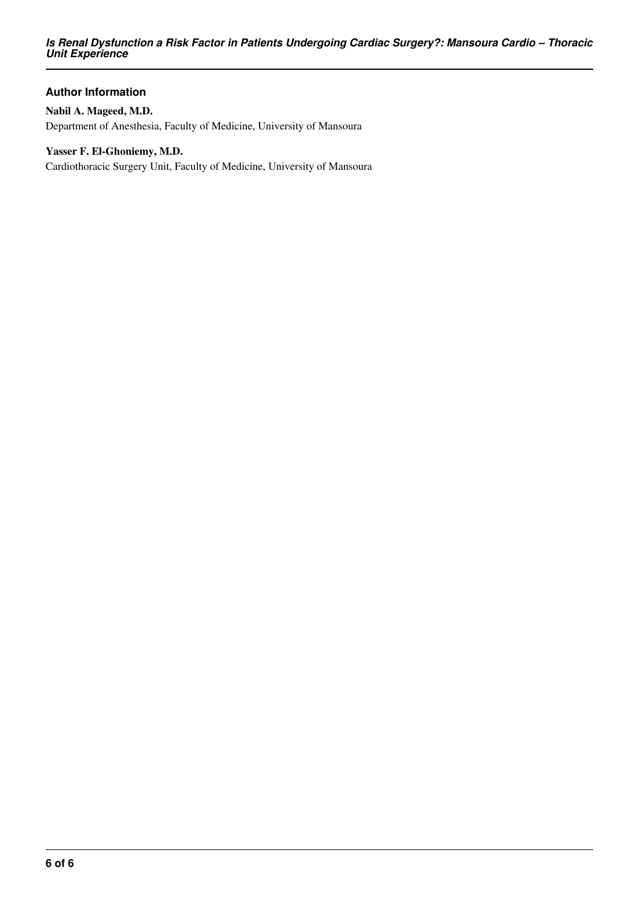## Author Information

**Nabil A. Mageed, M.D.**
Department of Anesthesia, Faculty of Medicine, University of Mansoura

**Yasser F. El-Ghoniemy, M.D.**
Cardiothoracic Surgery Unit, Faculty of Medicine, University of Mansoura